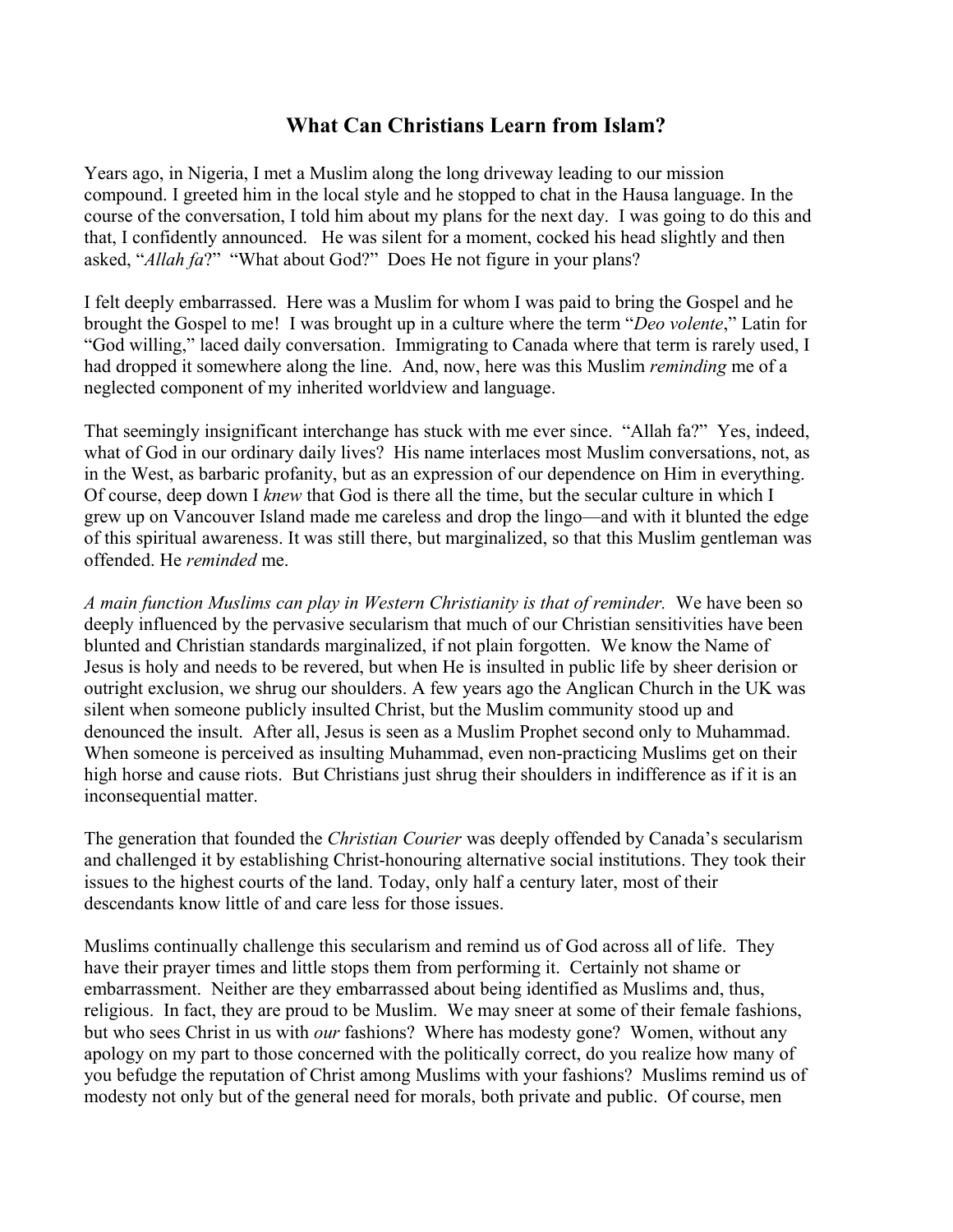# What Can Christians Learn from Islam?

Years ago, in Nigeria, I met a Muslim along the long driveway leading to our mission compound. I greeted him in the local style and he stopped to chat in the Hausa language. In the course of the conversation, I told him about my plans for the next day. I was going to do this and that, I confidently announced. He was silent for a moment, cocked his head slightly and then asked, "*Allah fa*?" "What about God?" Does He not figure in your plans?

I felt deeply embarrassed. Here was a Muslim for whom I was paid to bring the Gospel and he brought the Gospel to me! I was brought up in a culture where the term "*Deo volente*," Latin for "God willing," laced daily conversation. Immigrating to Canada where that term is rarely used, I had dropped it somewhere along the line. And, now, here was this Muslim *reminding* me of a neglected component of my inherited worldview and language.

That seemingly insignificant interchange has stuck with me ever since. "Allah fa?" Yes, indeed, what of God in our ordinary daily lives? His name interlaces most Muslim conversations, not, as in the West, as barbaric profanity, but as an expression of our dependence on Him in everything. Of course, deep down I *knew* that God is there all the time, but the secular culture in which I grew up on Vancouver Island made me careless and drop the lingo—and with it blunted the edge of this spiritual awareness. It was still there, but marginalized, so that this Muslim gentleman was offended. He *reminded* me.

*A main function Muslims can play in Western Christianity is that of reminder.* We have been so deeply influenced by the pervasive secularism that much of our Christian sensitivities have been blunted and Christian standards marginalized, if not plain forgotten. We know the Name of Jesus is holy and needs to be revered, but when He is insulted in public life by sheer derision or outright exclusion, we shrug our shoulders. A few years ago the Anglican Church in the UK was silent when someone publicly insulted Christ, but the Muslim community stood up and denounced the insult. After all, Jesus is seen as a Muslim Prophet second only to Muhammad. When someone is perceived as insulting Muhammad, even non-practicing Muslims get on their high horse and cause riots. But Christians just shrug their shoulders in indifference as if it is an inconsequential matter.

The generation that founded the *Christian Courier* was deeply offended by Canada's secularism and challenged it by establishing Christ-honouring alternative social institutions. They took their issues to the highest courts of the land. Today, only half a century later, most of their descendants know little of and care less for those issues.

Muslims continually challenge this secularism and remind us of God across all of life. They have their prayer times and little stops them from performing it. Certainly not shame or embarrassment. Neither are they embarrassed about being identified as Muslims and, thus, religious. In fact, they are proud to be Muslim. We may sneer at some of their female fashions, but who sees Christ in us with *our* fashions? Where has modesty gone? Women, without any apology on my part to those concerned with the politically correct, do you realize how many of you befudge the reputation of Christ among Muslims with your fashions? Muslims remind us of modesty not only but of the general need for morals, both private and public. Of course, men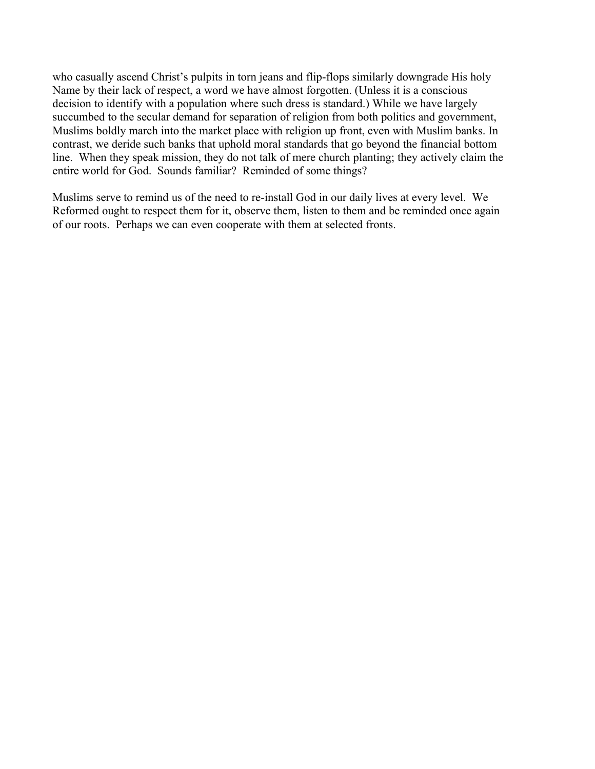who casually ascend Christ's pulpits in torn jeans and flip-flops similarly downgrade His holy Name by their lack of respect, a word we have almost forgotten. (Unless it is a conscious decision to identify with a population where such dress is standard.) While we have largely succumbed to the secular demand for separation of religion from both politics and government, Muslims boldly march into the market place with religion up front, even with Muslim banks. In contrast, we deride such banks that uphold moral standards that go beyond the financial bottom line. When they speak mission, they do not talk of mere church planting; they actively claim the entire world for God. Sounds familiar? Reminded of some things?

Muslims serve to remind us of the need to re-install God in our daily lives at every level. We Reformed ought to respect them for it, observe them, listen to them and be reminded once again of our roots. Perhaps we can even cooperate with them at selected fronts.